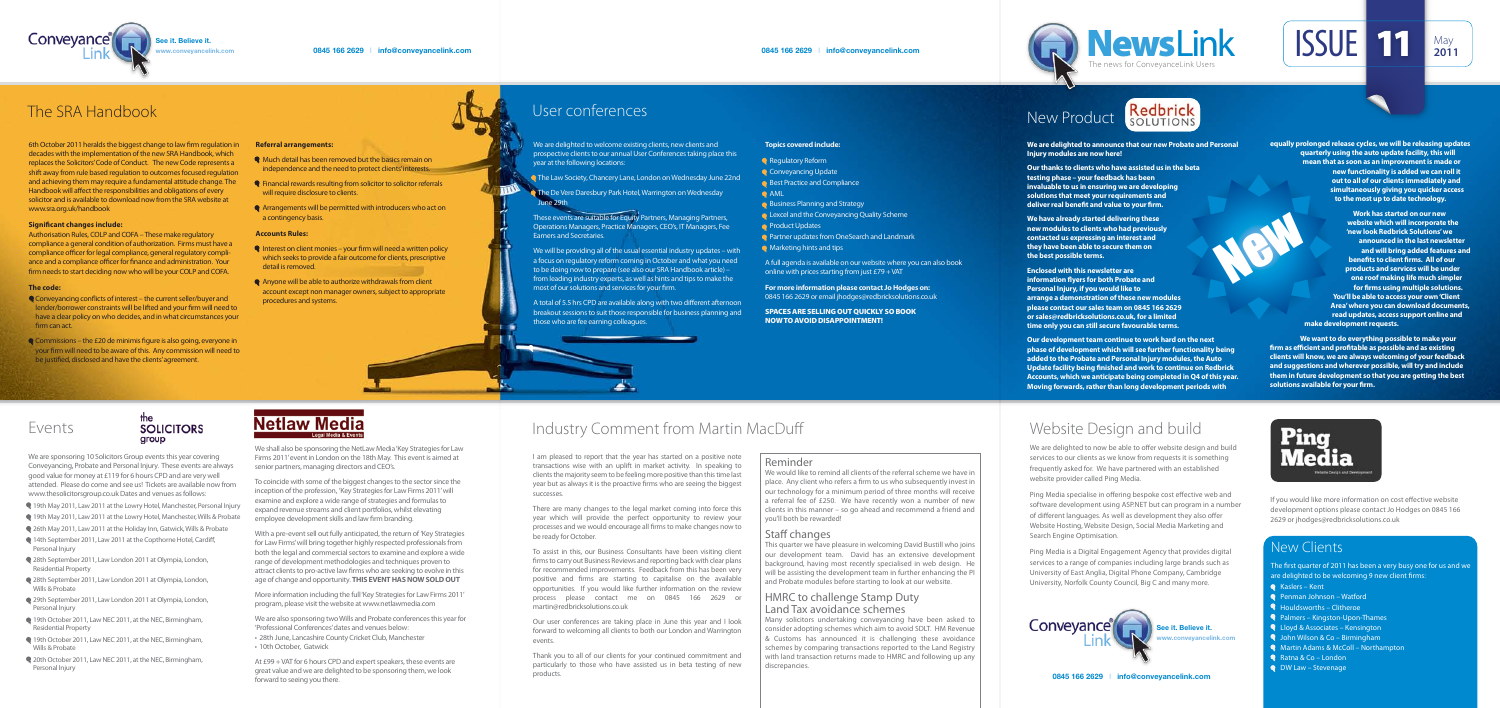# NewsLink

The news for ConveyanceLink Users

ISSUE 11 — May 2011

## The SRA Handbook

6th October 2011 heralds the biggest change to law firm regulation in decades with the implementation of the new SRA Handbook, which replaces the Solicitors' Code of Conduct. The new Code represents a shift away from rule based regulation to outcomes focused regulation and achieving them may require a fundamental attitude change. The Handbook will affect the responsibilities and obligations of every solicitor and is available to download now from the SRA website at www.sra.org.uk/handbook

**Significant changes include:**

Authorisation Rules, COLP and COFA – These make regulatory compliance a general condition of authorization. Firms must have a compliance officer for legal compliance, general regulatory compliance and a compliance officer for finance and administration. Your firm needs to start deciding now who will be your COLP and COFA.

**The code:**

- Conveyancing conflicts of interest – the current seller/buyer and lender/borrower constraints will be lifted and your firm will need to have a clear policy on who decides, and in what circumstances your firm can act.
- Commissions – the £20 de minimis figure is also going, everyone in your firm will need to be aware of this. Any commission will need to be justified, disclosed and have the clients' agreement.

**Referral arrangements:**

- Much detail has been removed but the basics remain on independence and the need to protect clients' interests.
- Financial rewards resulting from solicitor to solicitor referrals will require disclosure to clients.
- Arrangements will be permitted with introducers who act on a contingency basis.

**Accounts Rules:**

- Interest on client monies – your firm will need a written policy which seeks to provide a fair outcome for clients, prescriptive detail is removed.
- Anyone will be able to authorize withdrawals from client account except non manager owners, subject to appropriate procedures and systems.

## User conferences

We are delighted to welcome existing clients, new clients and prospective clients to our annual User Conferences taking place this year at the following locations:

- The Law Society, Chancery Lane, London on Wednesday June 22nd
- The De Vere Daresbury Park Hotel, Warrington on Wednesday June 29th

These events are suitable for Equity Partners, Managing Partners, Operations Managers, Practice Managers, CEO's, IT Managers, Fee Earners and Secretaries.

We will be providing all of the usual essential industry updates – with a focus on regulatory reform coming in October and what you need to be doing now to prepare (see also our SRA Handbook article) – from leading industry experts, as well as hints and tips to make the most of our solutions and services for your firm.

A total of 5.5 hrs CPD are available along with two different afternoon breakout sessions to suit those responsible for business planning and those who are fee earning colleagues.

**Topics covered include:**

- Regulatory Reform
- Conveyancing Update
- Best Practice and Compliance
- AML
- Business Planning and Strategy
- Lexcel and the Conveyancing Quality Scheme
- Product Updates
- Partner updates from OneSearch and Landmark
- Marketing hints and tips

A full agenda is available on our website where you can also book online with prices starting from just £79 + VAT

**For more information please contact Jo Hodges on:**
0845 166 2629 or email jhodges@redbricksolutions.co.uk

**SPACES ARE SELLING OUT QUICKLY SO BOOK NOW TO AVOID DISAPPOINTMENT!**

## New Product – Redbrick Solutions

**We are delighted to announce that our new Probate and Personal Injury modules are now here!**

**Our thanks to clients who have assisted us in the beta testing phase – your feedback has been invaluable to us in ensuring we are developing solutions that meet your requirements and deliver real benefit and value to your firm.**

**We have already started delivering these new modules to clients who had previously contacted us expressing an interest and they have been able to secure them on the best possible terms.**

**Enclosed with this newsletter are information flyers for both Probate and Personal Injury, if you would like to arrange a demonstration of these new modules please contact our sales team on 0845 166 2629 or sales@redbricksolutions.co.uk, for a limited time only you can still secure favourable terms.**

**Our development team continue to work hard on the next phase of development which will see further functionality being added to the Probate and Personal Injury modules, the Auto Update facility being finished and work to continue on Redbrick Accounts, which we anticipate being completed in Q4 of this year. Moving forwards, rather than long development periods with equally prolonged release cycles, we will be releasing updates quarterly using the auto update facility, this will mean that as soon as an improvement is made or new functionality is added we can roll it out to all of our clients immediately and simultaneously giving you quicker access to the most up to date technology.**

**Work has started on our new website which will incorporate the 'new look Redbrick Solutions' we announced in the last newsletter and will bring added features and benefits to client firms. All of our products and services will be under one roof making life much simpler for firms using multiple solutions. You'll be able to access your own 'Client Area' where you can download documents, read updates, access support online and make development requests.**

**We want to do everything possible to make your firm as efficient and profitable as possible and as existing clients will know, we are always welcoming of your feedback and suggestions and wherever possible, will try and include them in future development so that you are getting the best solutions available for your firm.**

## Events

We are sponsoring 10 Solicitors Group events this year covering Conveyancing, Probate and Personal Injury. These events are always good value for money at £119 for 6 hours CPD and are very well attended. Please do come and see us! Tickets are available now from www.thesolicitorsgroup.co.uk Dates and venues as follows:

- 19th May 2011, Law 2011 at the Lowry Hotel, Manchester, Personal Injury
- 19th May 2011, Law 2011 at the Lowry Hotel, Manchester, Wills & Probate
- 26th May 2011, Law 2011 at the Holiday Inn, Gatwick, Wills & Probate
- 14th September 2011, Law 2011 at the Copthorne Hotel, Cardiff, Personal Injury
- 28th September 2011, Law London 2011 at Olympia, London, Residential Property
- 28th September 2011, Law London 2011 at Olympia, London, Wills & Probate
- 29th September 2011, Law London 2011 at Olympia, London, Personal Injury
- 19th October 2011, Law NEC 2011, at the NEC, Birmingham, Residential Property
- 19th October 2011, Law NEC 2011, at the NEC, Birmingham, Wills & Probate
- 20th October 2011, Law NEC 2011, at the NEC, Birmingham, Personal Injury

We shall also be sponsoring the NetLaw Media 'Key Strategies for Law Firms 2011' event in London on the 18th May. This event is aimed at senior partners, managing directors and CEO's.

To coincide with some of the biggest changes to the sector since the inception of the profession, 'Key Strategies for Law Firms 2011' will examine and explore a wide range of strategies and formulas to expand revenue streams and client portfolios, whilst elevating employee development skills and law firm branding.

With a pre-event sell out fully anticipated, the return of 'Key Strategies for Law Firms' will bring together highly respected professionals from both the legal and commercial sectors to examine and explore a wide range of development methodologies and techniques proven to attract clients to pro-active law firms who are seeking to evolve in this age of change and opportunity. **THIS EVENT HAS NOW SOLD OUT**

More information including the full 'Key Strategies for Law Firms 2011' program, please visit the website at www.netlawmedia.com

We are also sponsoring two Wills and Probate conferences this year for "Professional Conferences" dates and venues below:

- 28th June, Lancashire County Cricket Club, Manchester
- 10th October, Gatwick

At £99 + VAT for 6 hours CPD and expert speakers, these events are great value and we are delighted to be sponsoring them, we look forward to seeing you there.

## Industry Comment from Martin MacDuff

I am pleased to report that the year has started on a positive note transactions wise with an uplift in market activity. In speaking to clients the majority seem to be feeling more positive than this time last year but as always it is the proactive firms who are seeing the biggest successes.

There are many changes to the legal market coming into force this year which will provide the perfect opportunity to review your processes and we would encourage all firms to make changes now to be ready for October.

To assist in this, our Business Consultants have been visiting client firms to carry out Business Reviews and reporting back with clear plans for recommended improvements. Feedback from this has been very positive and firms are starting to capitalise on the available opportunities. If you would like further information on the review process please contact me on 0845 166 2629 or martin@redbricksolutions.co.uk

Our user conferences are taking place in June this year and I look forward to welcoming all clients to both our London and Warrington events.

Thank you to all of our clients for your continued commitment and particularly to those who have assisted us in beta testing of new products.

### Reminder

We would like to remind all clients of the referral scheme we have in place. Any client who refers a firm to us who subsequently invest in our technology for a minimum period of three months will receive a referral fee of £250. We have recently won a number of new clients in this manner – so go ahead and recommend a friend and you'll both be rewarded!

### Staff changes

This quarter we have pleasure in welcoming David Bustill who joins our development team. David has an extensive development background, having most recently specialised in web design. He will be assisting the development team in further enhancing the PI and Probate modules before starting to look at our website.

### HMRC to challenge Stamp Duty Land Tax avoidance schemes

Many solicitors undertaking conveyancing have been asked to consider adopting schemes which aim to avoid SDLT. HM Revenue & Customs has announced it is challenging these avoidance schemes by comparing transactions reported to the Land Registry with land transaction returns made to HMRC and following up any discrepancies.

## Website Design and build

We are delighted to now be able to offer website design and build services to our clients as we know from requests it is something frequently asked for. We have partnered with an established website provider called Ping Media.

Ping Media specialise in offering bespoke cost effective web and software development using ASP.NET but can program in a number of different languages. As well as development they also offer Website Hosting, Website Design, Social Media Marketing and Search Engine Optimisation.

Ping Media is a Digital Engagement Agency that provides digital services to a range of companies including large brands such as University of East Anglia, Digital Phone Company, Cambridge University, Norfolk County Council, Big C and many more.

If you would like more information on cost effective website development options please contact Jo Hodges on 0845 166 2629 or jhodges@redbricksolutions.co.uk

## New Clients

The first quarter of 2011 has been a very busy one for us and we are delighted to be welcoming 9 new client firms:

- Kaslers – Kent
- Penman Johnson – Watford
- Houldsworths – Clitheroe
- Palmers – Kingston-Upon-Thames
- Lloyd & Associates – Kensington
- John Wilson & Co – Birmingham
- Martin Adams & McColl – Northampton
- Ratna & Co – London
- DW Law – Stevenage

ConveyanceLink — See it. Believe it. — www.conveyancelink.com — 0845 166 2629 | info@conveyancelink.com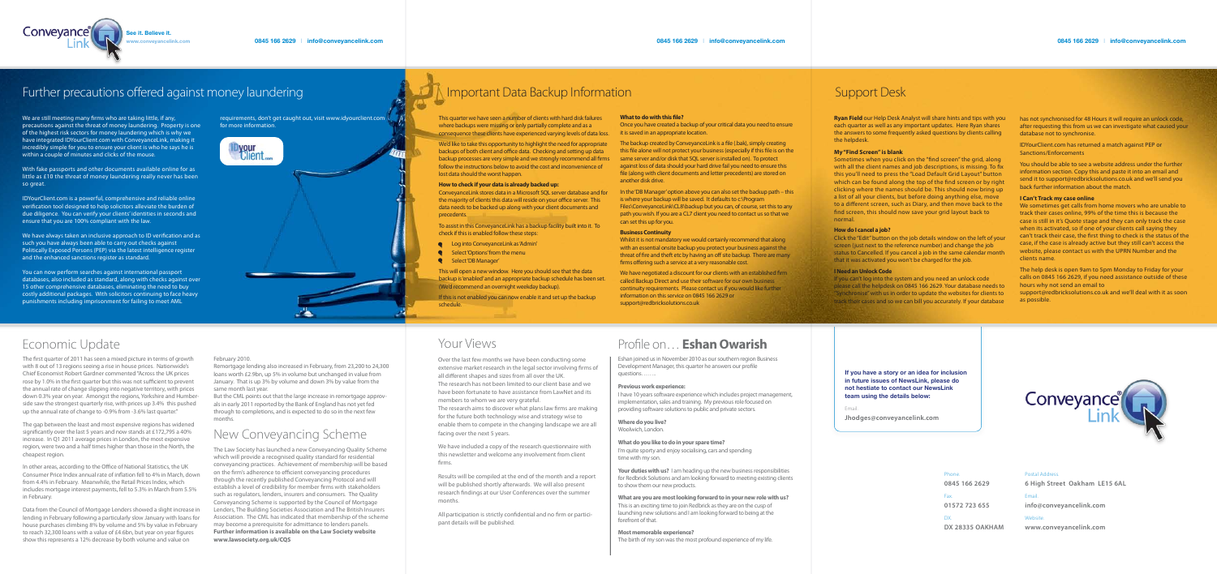## Further precautions offered against money laundering

We are still meeting many firms who are taking little, if any, precautions against the threat of money laundering. Property is one of the highest risk sectors for money laundering which is why we have integrated IDYourClient.com with ConveyanceLink, making it incredibly simple for you to ensure your client is who he says he is within a couple of minutes and clicks of the mouse.

With fake passports and other documents available online for as little as £10 the threat of money laundering really never has been so great.

IDYourClient.com is a powerful, comprehensive and reliable online verification tool designed to help solicitors alleviate the burden of due diligence. You can verify your clients' identities in seconds and ensure that you are 100% compliant with the law.

We have always taken an inclusive approach to ID verification and as such you have always been able to carry out checks against Politically Exposed Persons (PEP) via the latest intelligence register and the enhanced sanctions register as standard.

You can now perform searches against international passport databases, also included as standard, along with checks against over 15 other comprehensive databases, eliminating the need to buy costly additional packages. With solicitors continuing to face heavy punishments including imprisonment for failing to meet AML requirements, don't get caught out, visit www.idyourclient.com for more information.

## Important Data Backup Information

This quarter we have seen a number of clients with hard disk failures where backups were missing or only partially complete and as a consequence these clients have experienced varying levels of data loss.

We'd like to take this opportunity to highlight the need for appropriate backups of both client and office data. Checking and setting up data backup processes are very simple and we strongly recommend all firms follow the instructions below to avoid the cost and inconvenience of lost data should the worst happen.

### How to check if your data is already backed up:

ConveyanceLink stores data in a Microsoft SQL server database and for the majority of clients this data will reside on your office server. This data needs to be backed up along with your client documents and precedents.

To assist in this ConveyanceLink has a backup facility built into it. To check if this is enabled follow these steps:

- Log into ConveyanceLink as 'Admin'
- Select 'Options' from the menu
- Select 'DB Manager'

This will open a new window. Here you should see that the data backup is 'enabled' and an appropriate backup schedule has been set. (We'd recommend an overnight weekday backup).

If this is not enabled you can now enable it and set up the backup schedule.

### What to do with this file?

Once you have created a backup of your critical data you need to ensure it is saved in an appropriate location.

The backup created by ConveyanceLink is a file (.bak), simply creating this file alone will not protect your business (especially if this file is on the same server and/or disk that SQL server is installed on). To protect against loss of data should your hard drive fail you need to ensure this file (along with client documents and letter precedents) are stored on another disk drive.

In the 'DB Manager' option above you can also set the backup path – this is where your backup will be saved. It defaults to c:\Program Files\ConveyanceLink\CLB\backup but you can, of course, set this to any path you wish. If you are a CL7 client you need to contact us so that we can set this up for you.

### Business Continuity

Whilst it is not mandatory we would certainly recommend that along with an essential onsite backup you protect your business against the threat of fire and theft etc by having an off site backup. There are many firms offering such a service at a very reasonable cost.

We have negotiated a discount for our clients with an established firm called Backup Direct and use their software for our own business continuity requirements. Please contact us if you would like further information on this service on 0845 166 2629 or support@redbricksolutions.co.uk

## Support Desk

**Ryan Field** our Help Desk Analyst will share hints and tips with you each quarter as well as any important updates. Here Ryan shares the answers to some frequently asked questions by clients calling the helpdesk.

### My "Find Screen" is blank

Sometimes when you click on the "find screen" the grid, along with all the client names and job descriptions, is missing. To fix this you'll need to press the "Load Default Grid Layout" button which can be found along the top of the find screen or by right clicking where the names should be. This should now bring up a list of all your clients, but before doing anything else, move to a different screen, such as Diary, and then move back to the find screen, this should now save your grid layout back to normal.

### How do I cancel a job?

Click the "Edit" button on the job details window on the left of your screen (just next to the reference number) and change the job status to Cancelled. If you cancel a job in the same calendar month that it was activated you won't be charged for the job.

### I Need an Unlock Code

If you can't log into the system and you need an unlock code please call the helpdesk on 0845 166 2629. Your database needs to "synchronise" with us in order to update the websites for clients to track their cases and so we can bill you accurately. If your database has not synchronised for 48 Hours it will require an unlock code, after requesting this from us we can investigate what caused your database not to synchronise.

IDYourClient.com has returned a match against PEP or Sanctions/Enforcements

You should be able to see a website address under the further information section. Copy this and paste it into an email and send it to support@redbricksolutions.co.uk and we'll send you back further information about the match.

### I Can't Track my case online

We sometimes get calls from home movers who are unable to track their cases online, 99% of the time this is because the case is still in it's Quote stage and they can only track the case when its activated, so if one of your clients call saying they can't track their case, the first thing to check is the status of the case, if the case is already active but they still can't access the website, please contact us with the UPRN Number and the clients name.

The help desk is open 9am to 5pm Monday to Friday for your calls on 0845 166 2629, if you need assistance outside of these hours why not send an email to support@redbricksolutions.co.uk and we'll deal with it as soon as possible.

## Economic Update

The first quarter of 2011 has seen a mixed picture in terms of growth with 8 out of 13 regions seeing a rise in house prices. Nationwide's Chief Economist Robert Gardner commented "Across the UK prices rose by 1.0% in the first quarter but this was not sufficient to prevent the annual rate of change slipping into negative territory, with prices down 0.3% year on year. Amongst the regions, Yorkshire and Humberside saw the strongest quarterly rise, with prices up 3.4% this pushed up the annual rate of change to -0.9% from -3.6% last quarter."

The gap between the least and most expensive regions has widened significantly over the last 5 years and now stands at £172,795 a 40% increase. In Q1 2011 average prices in London, the most expensive region, were two and a half times higher than those in the North, the cheapest region.

In other areas, according to the Office of National Statistics, the UK Consumer Price Index annual rate of inflation fell to 4% in March, down from 4.4% in February. Meanwhile, the Retail Prices Index, which includes mortgage interest payments, fell to 5.3% in March from 5.5% in February.

Data from the Council of Mortgage Lenders showed a slight increase in lending in February following a particularly slow January with loans for house purchases climbing 8% by volume and 5% by value in February to reach 32,300 loans with a value of £4.6bn, but year on year figures show this represents a 12% decrease by both volume and value on February 2010.

Remortgage lending also increased in February, from 23,200 to 24,300 loans worth £2.9bn, up 5% in volume but unchanged in value from January. That is up 3% by volume and down 3% by value from the same month last year.

But the CML points out that the large increase in remortgage approvals in early 2011 reported by the Bank of England has not yet fed through to completions, and is expected to do so in the next few months.

## New Conveyancing Scheme

The Law Society has launched a new Conveyancing Quality Scheme which will provide a recognised quality standard for residential conveyancing practices. Achievement of membership will be based on the firm's adherence to efficient conveyancing procedures through the recently published Conveyancing Protocol and will establish a level of credibility for member firms with stakeholders such as regulators, lenders, insurers and consumers. The Quality Conveyancing Scheme is supported by the Council of Mortgage Lenders, The Building Societies Association and The British Insurers Association. The CML has indicated that membership of the scheme may become a prerequisite for admittance to lenders panels. **Further information is available on the Law Society website www.lawsociety.org.uk/CQS**

## Your Views

Over the last few months we have been conducting some extensive market research in the legal sector involving firms of all different shapes and sizes from all over the UK.

The research has not been limited to our client base and we have been fortunate to have assistance from LawNet and its members to whom we are very grateful.

The research aims to discover what plans law firms are making for the future both technology wise and strategy wise to enable them to compete in the changing landscape we are all facing over the next 5 years.

We have included a copy of the research questionnaire with this newsletter and welcome any involvement from client firms.

Results will be compiled at the end of the month and a report will be published shortly afterwards. We will also present research findings at our User Conferences over the summer months.

All participation is strictly confidential and no firm or participant details will be published.

## Profile on… **Eshan Owarish**

Eshan joined us in November 2010 as our southern region Business Development Manager, this quarter he answers our profile questions……..

**Previous work experience:**

I have 10 years software experience which includes project management, implementation, sales and training. My previous role focused on providing software solutions to public and private sectors.

**Where do you live?**

Woolwich, London.

**What do you like to do in your spare time?**

I'm quite sporty and enjoy socialising, cars and spending time with my son.

**Your duties with us?** I am heading up the new business responsibilities for Redbrick Solutions and am looking forward to meeting existing clients to show them our new products.

**What are you are most looking forward to in your new role with us?**

This is an exciting time to join Redbrick as they are on the cusp of launching new solutions and I am looking forward to being at the forefront of that.

**Most memorable experience?**

The birth of my son was the most profound experience of my life.

**If you have a story or an idea for inclusion in future issues of NewsLink, please do not hestiate to contact our NewsLink team using the details below:**

Email

Jhodges@conveyancelink.com

Phone
0845 166 2629

Fax
01572 723 655

DX
DX 28335 OAKHAM

Postal Address
6 High Street Oakham LE15 6AL

Email
info@conveyancelink.com

Website
www.conveyancelink.com